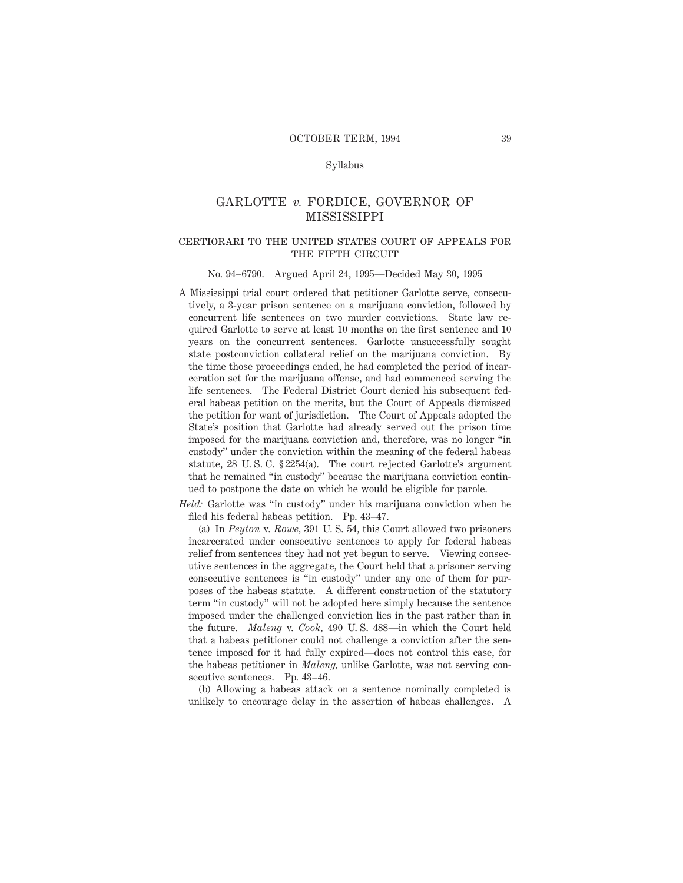Syllabus

# GARLOTTE *v.* FORDICE, GOVERNOR OF MISSISSIPPI

## CERTIORARI TO THE UNITED STATES COURT OF APPEALS FOR THE FIFTH CIRCUIT

No. 94–6790. Argued April 24, 1995—Decided May 30, 1995

A Mississippi trial court ordered that petitioner Garlotte serve, consecutively, a 3-year prison sentence on a marijuana conviction, followed by concurrent life sentences on two murder convictions. State law required Garlotte to serve at least 10 months on the first sentence and 10 years on the concurrent sentences. Garlotte unsuccessfully sought state postconviction collateral relief on the marijuana conviction. By the time those proceedings ended, he had completed the period of incarceration set for the marijuana offense, and had commenced serving the life sentences. The Federal District Court denied his subsequent federal habeas petition on the merits, but the Court of Appeals dismissed the petition for want of jurisdiction. The Court of Appeals adopted the State's position that Garlotte had already served out the prison time imposed for the marijuana conviction and, therefore, was no longer "in custody" under the conviction within the meaning of the federal habeas statute, 28 U. S. C. § 2254(a). The court rejected Garlotte's argument that he remained "in custody" because the marijuana conviction continued to postpone the date on which he would be eligible for parole.

*Held:* Garlotte was "in custody" under his marijuana conviction when he filed his federal habeas petition. Pp. 43–47.

(a) In *Peyton* v. *Rowe*, 391 U. S. 54, this Court allowed two prisoners incarcerated under consecutive sentences to apply for federal habeas relief from sentences they had not yet begun to serve. Viewing consecutive sentences in the aggregate, the Court held that a prisoner serving consecutive sentences is "in custody" under any one of them for purposes of the habeas statute. A different construction of the statutory term "in custody" will not be adopted here simply because the sentence imposed under the challenged conviction lies in the past rather than in the future. *Maleng* v. *Cook*, 490 U. S. 488—in which the Court held that a habeas petitioner could not challenge a conviction after the sentence imposed for it had fully expired—does not control this case, for the habeas petitioner in *Maleng*, unlike Garlotte, was not serving consecutive sentences. Pp. 43–46.

(b) Allowing a habeas attack on a sentence nominally completed is unlikely to encourage delay in the assertion of habeas challenges. A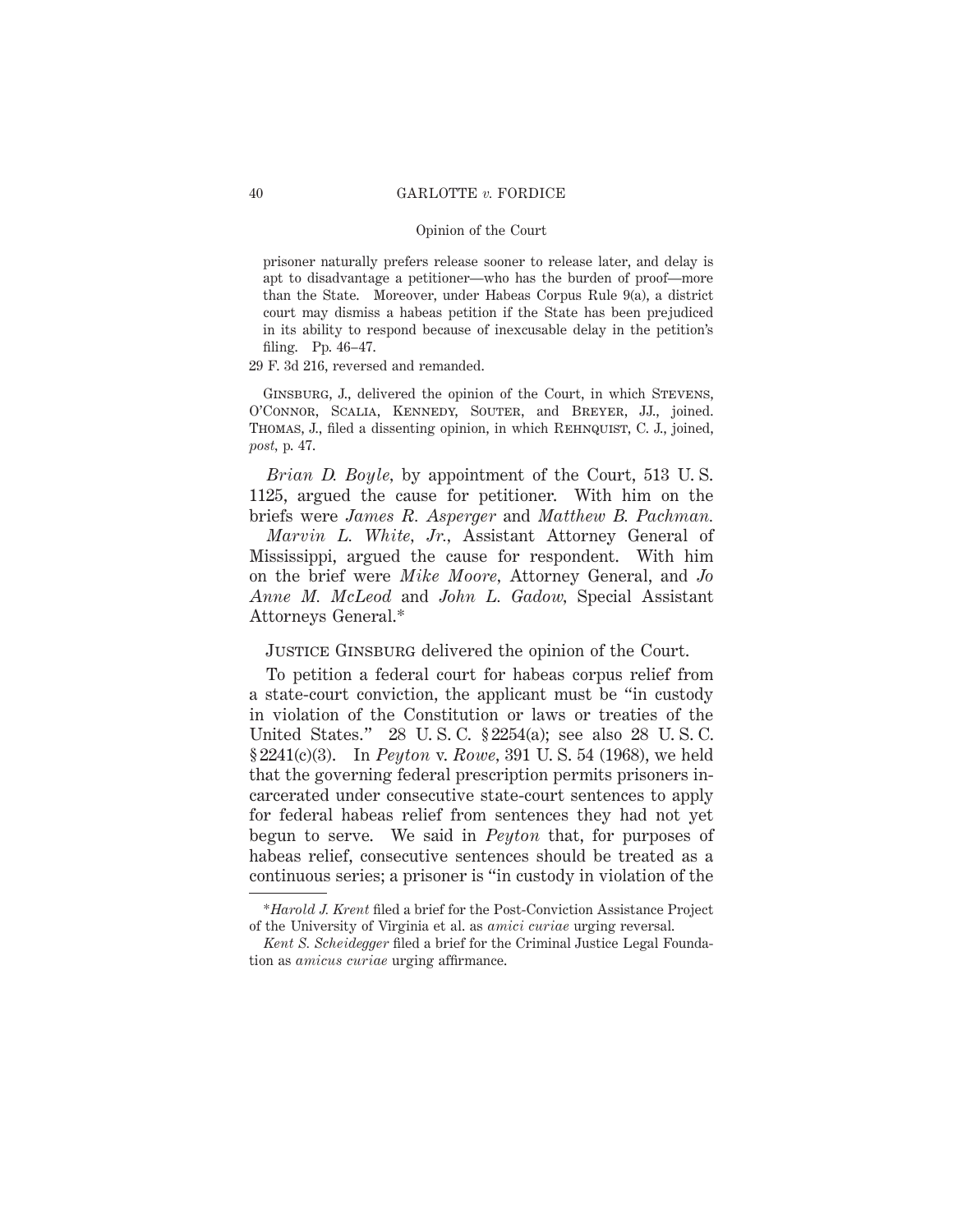prisoner naturally prefers release sooner to release later, and delay is apt to disadvantage a petitioner—who has the burden of proof—more than the State. Moreover, under Habeas Corpus Rule 9(a), a district court may dismiss a habeas petition if the State has been prejudiced in its ability to respond because of inexcusable delay in the petition's filing. Pp. 46–47.

29 F. 3d 216, reversed and remanded.

Ginsburg, J., delivered the opinion of the Court, in which Stevens, O'Connor, Scalia, Kennedy, Souter, and Breyer, JJ., joined. Thomas, J., filed a dissenting opinion, in which Rehnquist, C. J., joined, *post*, p. 47.

*Brian D. Boyle*, by appointment of the Court, 513 U. S. 1125, argued the cause for petitioner. With him on the briefs were *James R. Asperger* and *Matthew B. Pachman.*

*Marvin L. White, Jr.*, Assistant Attorney General of Mississippi, argued the cause for respondent. With him on the brief were *Mike Moore*, Attorney General, and *Jo Anne M. McLeod* and *John L. Gadow*, Special Assistant Attorneys General.*

Justice Ginsburg delivered the opinion of the Court.

To petition a federal court for habeas corpus relief from a state-court conviction, the applicant must be "in custody in violation of the Constitution or laws or treaties of the United States." 28 U. S. C. § 2254(a); see also 28 U. S. C. § 2241(c)(3). In *Peyton* v. *Rowe*, 391 U. S. 54 (1968), we held that the governing federal prescription permits prisoners incarcerated under consecutive state-court sentences to apply for federal habeas relief from sentences they had not yet begun to serve. We said in *Peyton* that, for purposes of habeas relief, consecutive sentences should be treated as a continuous series; a prisoner is "in custody in violation of the

---

*\*Harold J. Krent* filed a brief for the Post-Conviction Assistance Project of the University of Virginia et al. as *amici curiae* urging reversal.

*Kent S. Scheidegger* filed a brief for the Criminal Justice Legal Foundation as *amicus curiae* urging affirmance.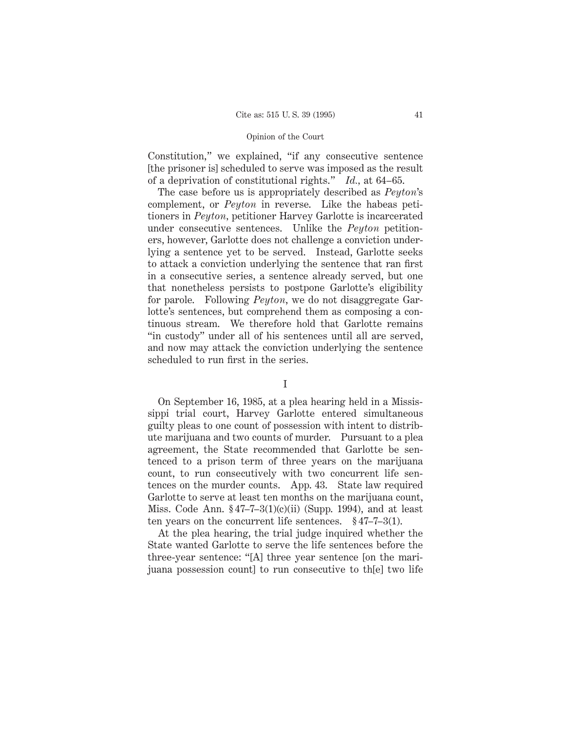Constitution," we explained, "if any consecutive sentence [the prisoner is] scheduled to serve was imposed as the result of a deprivation of constitutional rights." *Id.*, at 64–65.

The case before us is appropriately described as *Peyton*'s complement, or *Peyton* in reverse. Like the habeas petitioners in *Peyton*, petitioner Harvey Garlotte is incarcerated under consecutive sentences. Unlike the *Peyton* petitioners, however, Garlotte does not challenge a conviction underlying a sentence yet to be served. Instead, Garlotte seeks to attack a conviction underlying the sentence that ran first in a consecutive series, a sentence already served, but one that nonetheless persists to postpone Garlotte's eligibility for parole. Following *Peyton*, we do not disaggregate Garlotte's sentences, but comprehend them as composing a continuous stream. We therefore hold that Garlotte remains "in custody" under all of his sentences until all are served, and now may attack the conviction underlying the sentence scheduled to run first in the series.

## I

On September 16, 1985, at a plea hearing held in a Mississippi trial court, Harvey Garlotte entered simultaneous guilty pleas to one count of possession with intent to distribute marijuana and two counts of murder. Pursuant to a plea agreement, the State recommended that Garlotte be sentenced to a prison term of three years on the marijuana count, to run consecutively with two concurrent life sentences on the murder counts. App. 43. State law required Garlotte to serve at least ten months on the marijuana count, Miss. Code Ann. § 47–7–3(1)(c)(ii) (Supp. 1994), and at least ten years on the concurrent life sentences. § 47–7–3(1).

At the plea hearing, the trial judge inquired whether the State wanted Garlotte to serve the life sentences before the three-year sentence: "[A] three year sentence [on the marijuana possession count] to run consecutive to th[e] two life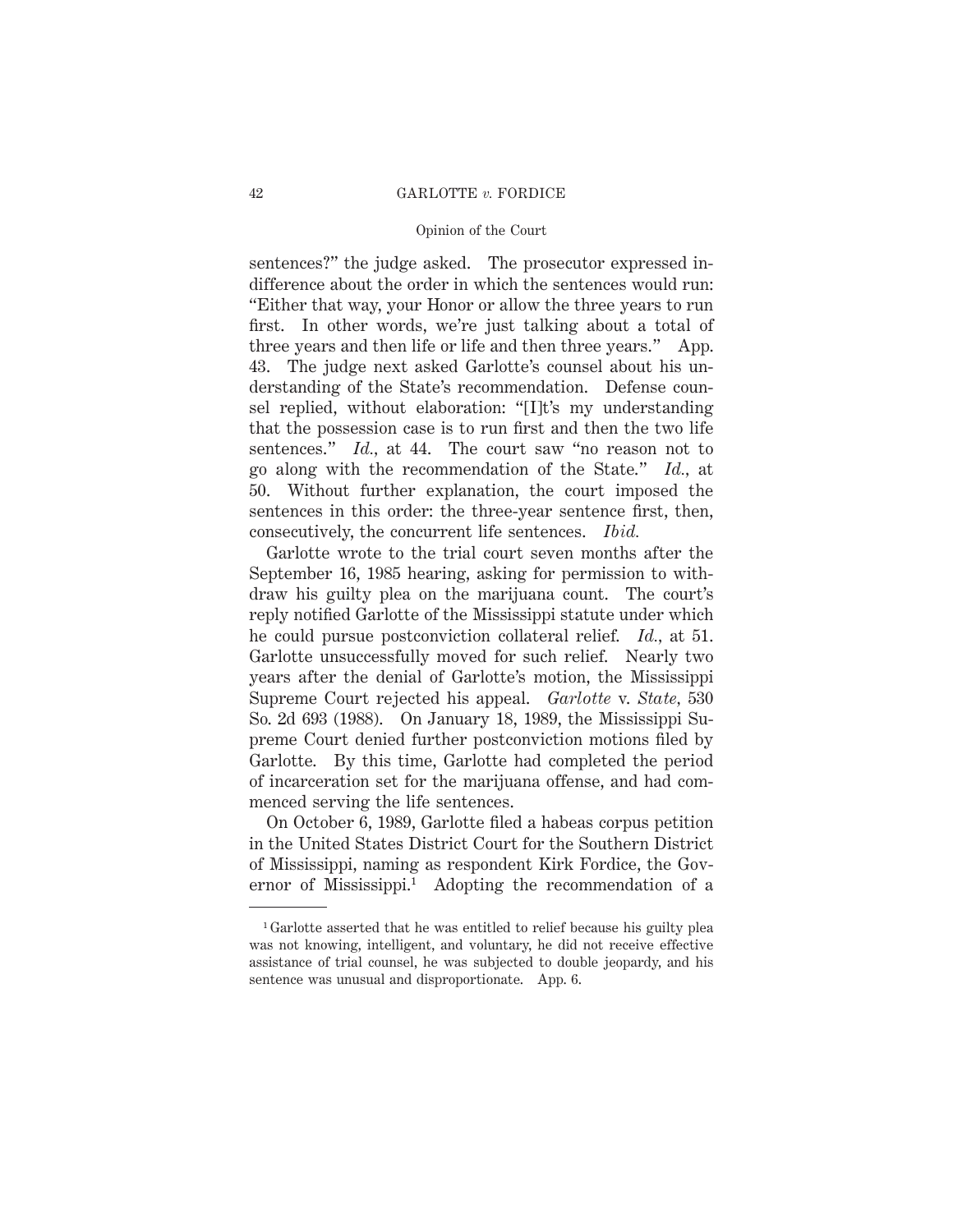sentences?" the judge asked. The prosecutor expressed indifference about the order in which the sentences would run: "Either that way, your Honor or allow the three years to run first. In other words, we're just talking about a total of three years and then life or life and then three years." App. 43. The judge next asked Garlotte's counsel about his understanding of the State's recommendation. Defense counsel replied, without elaboration: "[I]t's my understanding that the possession case is to run first and then the two life sentences." *Id.*, at 44. The court saw "no reason not to go along with the recommendation of the State." *Id.*, at 50. Without further explanation, the court imposed the sentences in this order: the three-year sentence first, then, consecutively, the concurrent life sentences. *Ibid.*

Garlotte wrote to the trial court seven months after the September 16, 1985 hearing, asking for permission to withdraw his guilty plea on the marijuana count. The court's reply notified Garlotte of the Mississippi statute under which he could pursue postconviction collateral relief. *Id.*, at 51. Garlotte unsuccessfully moved for such relief. Nearly two years after the denial of Garlotte's motion, the Mississippi Supreme Court rejected his appeal. *Garlotte* v. *State*, 530 So. 2d 693 (1988). On January 18, 1989, the Mississippi Supreme Court denied further postconviction motions filed by Garlotte. By this time, Garlotte had completed the period of incarceration set for the marijuana offense, and had commenced serving the life sentences.

On October 6, 1989, Garlotte filed a habeas corpus petition in the United States District Court for the Southern District of Mississippi, naming as respondent Kirk Fordice, the Governor of Mississippi.[1] Adopting the recommendation of a

---

[1] Garlotte asserted that he was entitled to relief because his guilty plea was not knowing, intelligent, and voluntary, he did not receive effective assistance of trial counsel, he was subjected to double jeopardy, and his sentence was unusual and disproportionate. App. 6.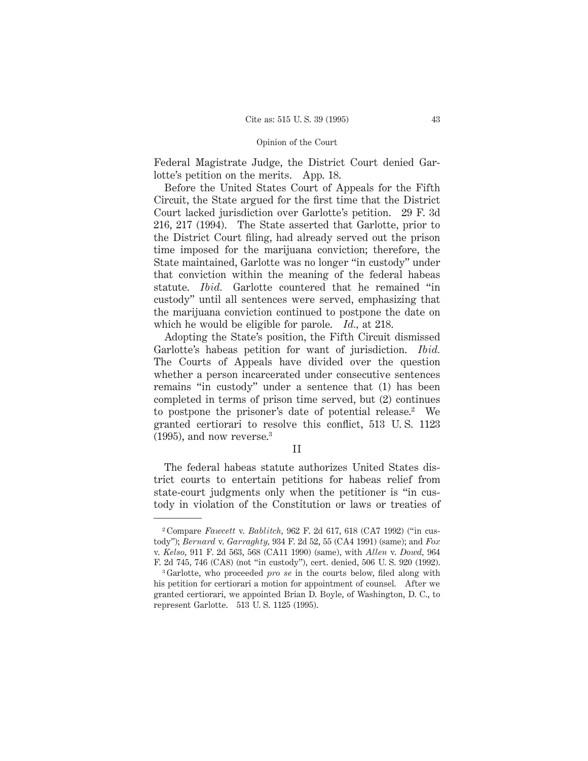Federal Magistrate Judge, the District Court denied Garlotte's petition on the merits. App. 18.

Before the United States Court of Appeals for the Fifth Circuit, the State argued for the first time that the District Court lacked jurisdiction over Garlotte's petition. 29 F. 3d 216, 217 (1994). The State asserted that Garlotte, prior to the District Court filing, had already served out the prison time imposed for the marijuana conviction; therefore, the State maintained, Garlotte was no longer "in custody" under that conviction within the meaning of the federal habeas statute. *Ibid.* Garlotte countered that he remained "in custody" until all sentences were served, emphasizing that the marijuana conviction continued to postpone the date on which he would be eligible for parole. *Id.*, at 218.

Adopting the State's position, the Fifth Circuit dismissed Garlotte's habeas petition for want of jurisdiction. *Ibid.* The Courts of Appeals have divided over the question whether a person incarcerated under consecutive sentences remains "in custody" under a sentence that (1) has been completed in terms of prison time served, but (2) continues to postpone the prisoner's date of potential release.[2] We granted certiorari to resolve this conflict, 513 U. S. 1123 (1995), and now reverse.[3]

## II

The federal habeas statute authorizes United States district courts to entertain petitions for habeas relief from state-court judgments only when the petitioner is "in custody in violation of the Constitution or laws or treaties of

---

[2] Compare *Fawcett* v. *Bablitch*, 962 F. 2d 617, 618 (CA7 1992) ("in custody"); *Bernard* v. *Garraghty*, 934 F. 2d 52, 55 (CA4 1991) (same); and *Fox* v. *Kelso*, 911 F. 2d 563, 568 (CA11 1990) (same), with *Allen* v. *Dowd*, 964 F. 2d 745, 746 (CA8) (not "in custody"), cert. denied, 506 U. S. 920 (1992).

[3] Garlotte, who proceeded *pro se* in the courts below, filed along with his petition for certiorari a motion for appointment of counsel. After we granted certiorari, we appointed Brian D. Boyle, of Washington, D. C., to represent Garlotte. 513 U. S. 1125 (1995).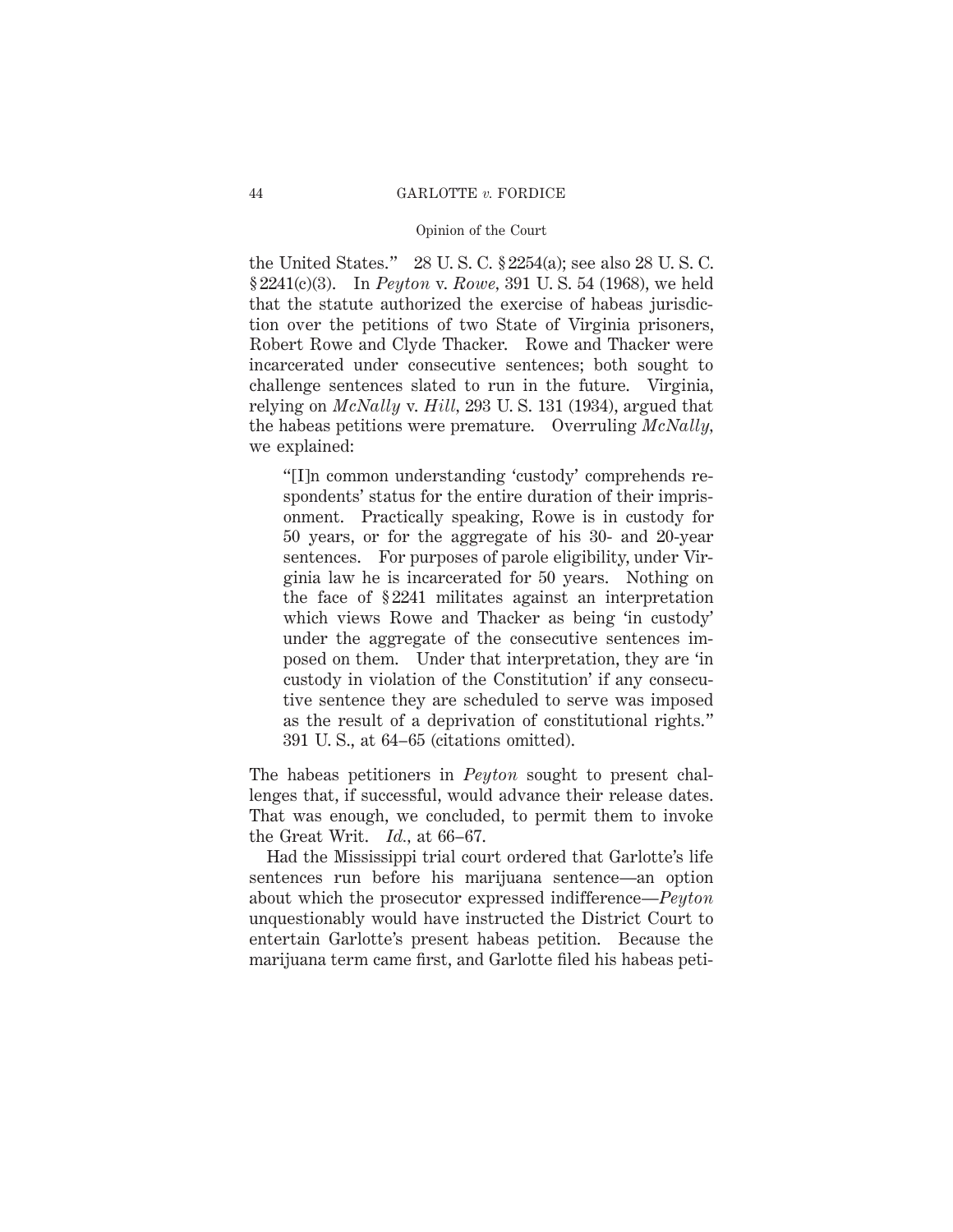the United States." 28 U. S. C. § 2254(a); see also 28 U. S. C. § 2241(c)(3). In *Peyton* v. *Rowe,* 391 U. S. 54 (1968), we held that the statute authorized the exercise of habeas jurisdiction over the petitions of two State of Virginia prisoners, Robert Rowe and Clyde Thacker. Rowe and Thacker were incarcerated under consecutive sentences; both sought to challenge sentences slated to run in the future. Virginia, relying on *McNally* v. *Hill,* 293 U. S. 131 (1934), argued that the habeas petitions were premature. Overruling *McNally,* we explained:

> "[I]n common understanding 'custody' comprehends respondents' status for the entire duration of their imprisonment. Practically speaking, Rowe is in custody for 50 years, or for the aggregate of his 30- and 20-year sentences. For purposes of parole eligibility, under Virginia law he is incarcerated for 50 years. Nothing on the face of § 2241 militates against an interpretation which views Rowe and Thacker as being 'in custody' under the aggregate of the consecutive sentences imposed on them. Under that interpretation, they are 'in custody in violation of the Constitution' if any consecutive sentence they are scheduled to serve was imposed as the result of a deprivation of constitutional rights." 391 U. S., at 64–65 (citations omitted).

The habeas petitioners in *Peyton* sought to present challenges that, if successful, would advance their release dates. That was enough, we concluded, to permit them to invoke the Great Writ. *Id.,* at 66–67.

Had the Mississippi trial court ordered that Garlotte's life sentences run before his marijuana sentence—an option about which the prosecutor expressed indifference—*Peyton* unquestionably would have instructed the District Court to entertain Garlotte's present habeas petition. Because the marijuana term came first, and Garlotte filed his habeas peti-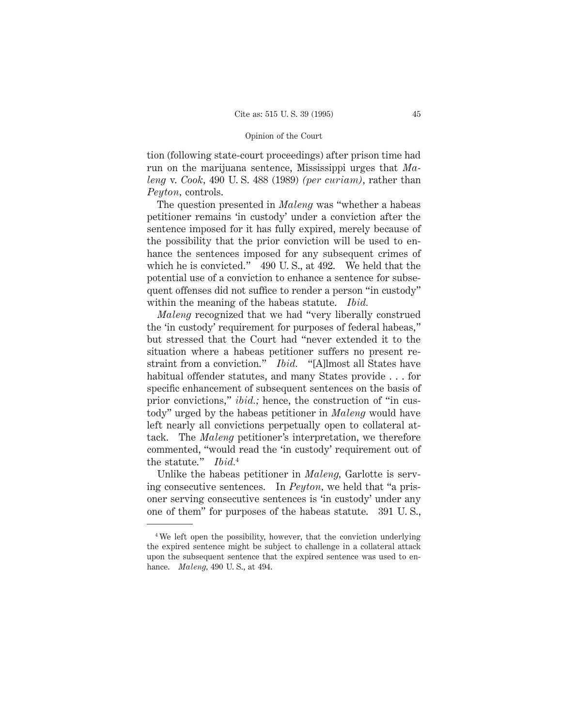tion (following state-court proceedings) after prison time had run on the marijuana sentence, Mississippi urges that *Maleng* v. *Cook*, 490 U. S. 488 (1989) *(per curiam)*, rather than *Peyton*, controls.

The question presented in *Maleng* was "whether a habeas petitioner remains 'in custody' under a conviction after the sentence imposed for it has fully expired, merely because of the possibility that the prior conviction will be used to enhance the sentences imposed for any subsequent crimes of which he is convicted." 490 U. S., at 492. We held that the potential use of a conviction to enhance a sentence for subsequent offenses did not suffice to render a person "in custody" within the meaning of the habeas statute. *Ibid.*

*Maleng* recognized that we had "very liberally construed the 'in custody' requirement for purposes of federal habeas," but stressed that the Court had "never extended it to the situation where a habeas petitioner suffers no present restraint from a conviction." *Ibid.* "[A]lmost all States have habitual offender statutes, and many States provide . . . for specific enhancement of subsequent sentences on the basis of prior convictions," *ibid.;* hence, the construction of "in custody" urged by the habeas petitioner in *Maleng* would have left nearly all convictions perpetually open to collateral attack. The *Maleng* petitioner's interpretation, we therefore commented, "would read the 'in custody' requirement out of the statute." *Ibid.*[4]

Unlike the habeas petitioner in *Maleng*, Garlotte is serving consecutive sentences. In *Peyton*, we held that "a prisoner serving consecutive sentences is 'in custody' under any one of them" for purposes of the habeas statute. 391 U. S.,

---

[4] We left open the possibility, however, that the conviction underlying the expired sentence might be subject to challenge in a collateral attack upon the subsequent sentence that the expired sentence was used to enhance. *Maleng*, 490 U. S., at 494.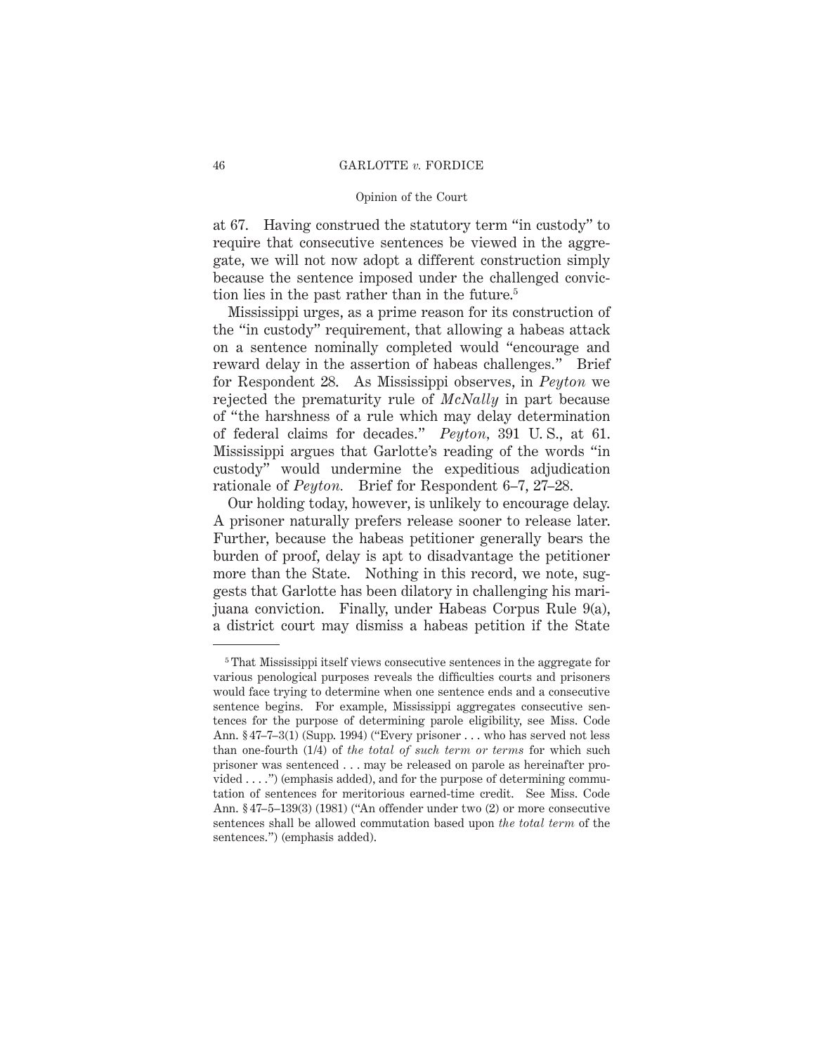at 67. Having construed the statutory term "in custody" to require that consecutive sentences be viewed in the aggregate, we will not now adopt a different construction simply because the sentence imposed under the challenged conviction lies in the past rather than in the future.[5]

Mississippi urges, as a prime reason for its construction of the "in custody" requirement, that allowing a habeas attack on a sentence nominally completed would "encourage and reward delay in the assertion of habeas challenges." Brief for Respondent 28. As Mississippi observes, in *Peyton* we rejected the prematurity rule of *McNally* in part because of "the harshness of a rule which may delay determination of federal claims for decades." *Peyton,* 391 U. S., at 61. Mississippi argues that Garlotte's reading of the words "in custody" would undermine the expeditious adjudication rationale of *Peyton.* Brief for Respondent 6–7, 27–28.

Our holding today, however, is unlikely to encourage delay. A prisoner naturally prefers release sooner to release later. Further, because the habeas petitioner generally bears the burden of proof, delay is apt to disadvantage the petitioner more than the State. Nothing in this record, we note, suggests that Garlotte has been dilatory in challenging his marijuana conviction. Finally, under Habeas Corpus Rule 9(a), a district court may dismiss a habeas petition if the State

---

[5] That Mississippi itself views consecutive sentences in the aggregate for various penological purposes reveals the difficulties courts and prisoners would face trying to determine when one sentence ends and a consecutive sentence begins. For example, Mississippi aggregates consecutive sentences for the purpose of determining parole eligibility, see Miss. Code Ann. §47–7–3(1) (Supp. 1994) ("Every prisoner . . . who has served not less than one-fourth (1/4) of *the total of such term or terms* for which such prisoner was sentenced . . . may be released on parole as hereinafter provided . . . .") (emphasis added), and for the purpose of determining commutation of sentences for meritorious earned-time credit. See Miss. Code Ann. §47–5–139(3) (1981) ("An offender under two (2) or more consecutive sentences shall be allowed commutation based upon *the total term* of the sentences.") (emphasis added).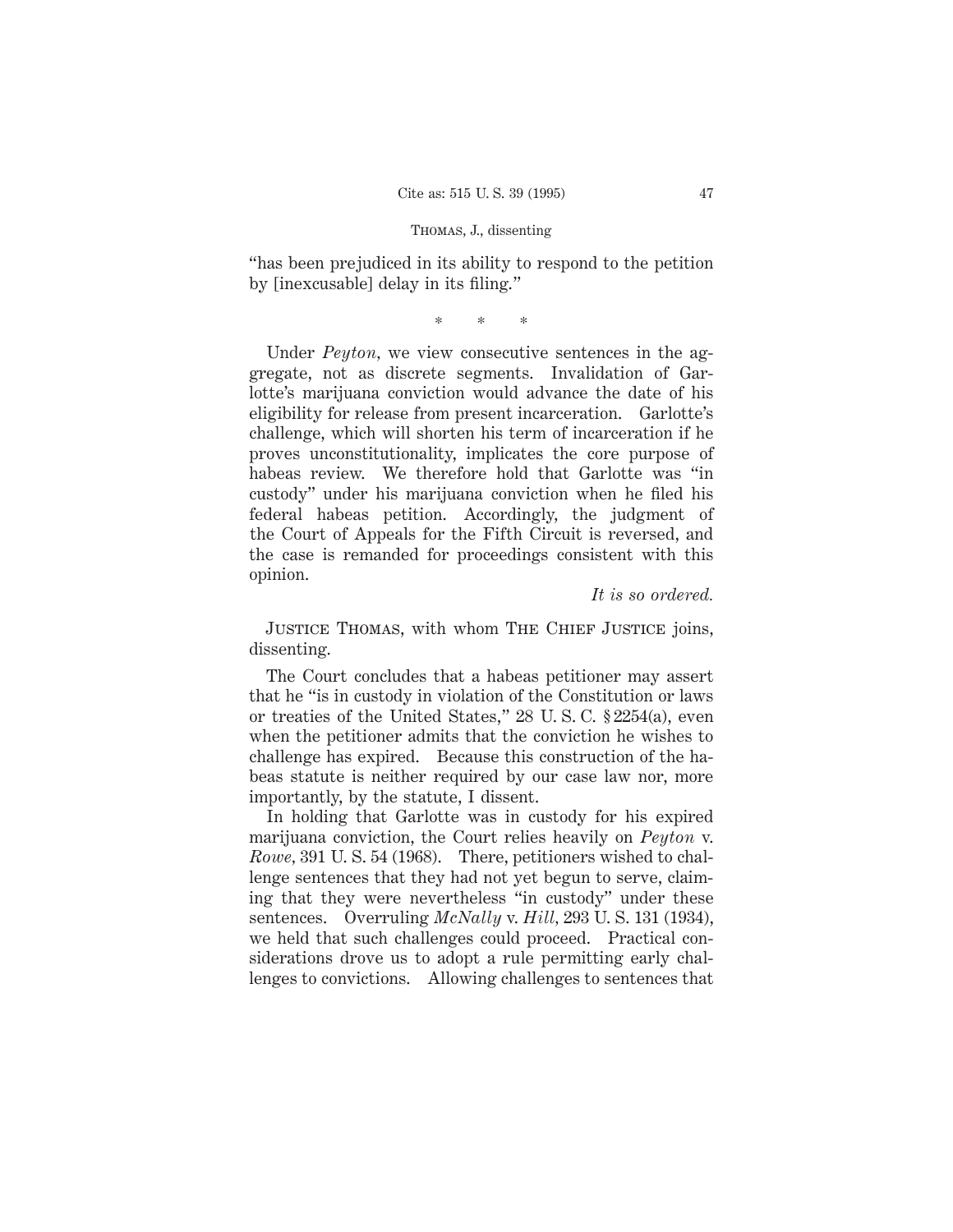"has been prejudiced in its ability to respond to the petition by [inexcusable] delay in its filing."

\* \* \*

Under *Peyton*, we view consecutive sentences in the aggregate, not as discrete segments. Invalidation of Garlotte's marijuana conviction would advance the date of his eligibility for release from present incarceration. Garlotte's challenge, which will shorten his term of incarceration if he proves unconstitutionality, implicates the core purpose of habeas review. We therefore hold that Garlotte was "in custody" under his marijuana conviction when he filed his federal habeas petition. Accordingly, the judgment of the Court of Appeals for the Fifth Circuit is reversed, and the case is remanded for proceedings consistent with this opinion.

*It is so ordered.*

Justice Thomas, with whom The Chief Justice joins, dissenting.

The Court concludes that a habeas petitioner may assert that he "is in custody in violation of the Constitution or laws or treaties of the United States," 28 U. S. C. § 2254(a), even when the petitioner admits that the conviction he wishes to challenge has expired. Because this construction of the habeas statute is neither required by our case law nor, more importantly, by the statute, I dissent.

In holding that Garlotte was in custody for his expired marijuana conviction, the Court relies heavily on *Peyton* v. *Rowe*, 391 U. S. 54 (1968). There, petitioners wished to challenge sentences that they had not yet begun to serve, claiming that they were nevertheless "in custody" under these sentences. Overruling *McNally* v. *Hill*, 293 U. S. 131 (1934), we held that such challenges could proceed. Practical considerations drove us to adopt a rule permitting early challenges to convictions. Allowing challenges to sentences that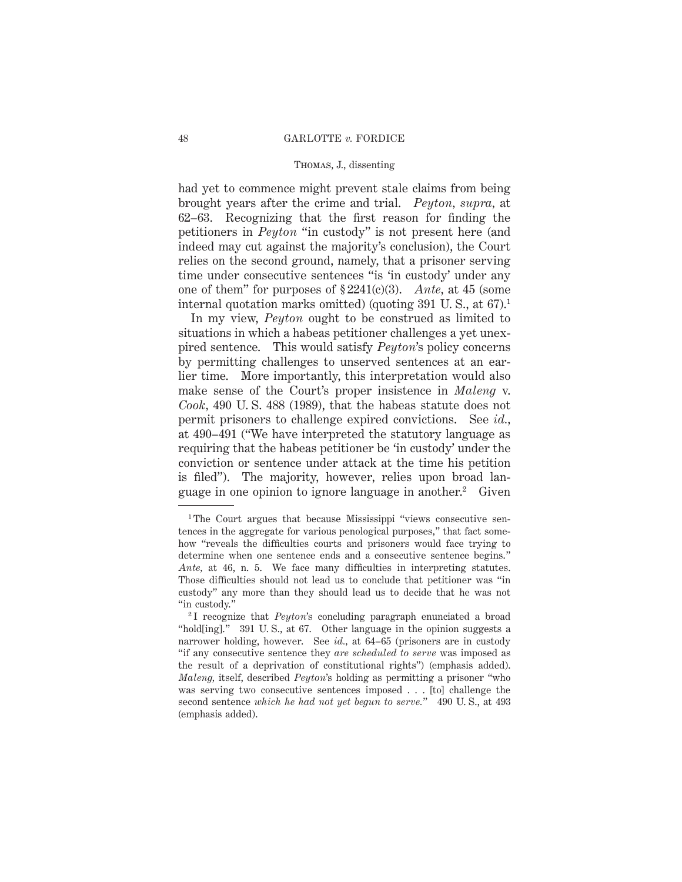had yet to commence might prevent stale claims from being brought years after the crime and trial. *Peyton, supra,* at 62–63. Recognizing that the first reason for finding the petitioners in *Peyton* "in custody" is not present here (and indeed may cut against the majority's conclusion), the Court relies on the second ground, namely, that a prisoner serving time under consecutive sentences "is 'in custody' under any one of them" for purposes of § 2241(c)(3). *Ante,* at 45 (some internal quotation marks omitted) (quoting 391 U. S., at 67).[1]

In my view, *Peyton* ought to be construed as limited to situations in which a habeas petitioner challenges a yet unexpired sentence. This would satisfy *Peyton*'s policy concerns by permitting challenges to unserved sentences at an earlier time. More importantly, this interpretation would also make sense of the Court's proper insistence in *Maleng* v. *Cook,* 490 U. S. 488 (1989), that the habeas statute does not permit prisoners to challenge expired convictions. See *id.,* at 490–491 ("We have interpreted the statutory language as requiring that the habeas petitioner be 'in custody' under the conviction or sentence under attack at the time his petition is filed"). The majority, however, relies upon broad language in one opinion to ignore language in another.[2] Given

---

[1] The Court argues that because Mississippi "views consecutive sentences in the aggregate for various penological purposes," that fact somehow "reveals the difficulties courts and prisoners would face trying to determine when one sentence ends and a consecutive sentence begins." *Ante,* at 46, n. 5. We face many difficulties in interpreting statutes. Those difficulties should not lead us to conclude that petitioner was "in custody" any more than they should lead us to decide that he was not "in custody."

[2] I recognize that *Peyton*'s concluding paragraph enunciated a broad "hold[ing]." 391 U. S., at 67. Other language in the opinion suggests a narrower holding, however. See *id.,* at 64–65 (prisoners are in custody "if any consecutive sentence they *are scheduled to serve* was imposed as the result of a deprivation of constitutional rights") (emphasis added). *Maleng,* itself, described *Peyton*'s holding as permitting a prisoner "who was serving two consecutive sentences imposed . . . [to] challenge the second sentence *which he had not yet begun to serve.*" 490 U. S., at 493 (emphasis added).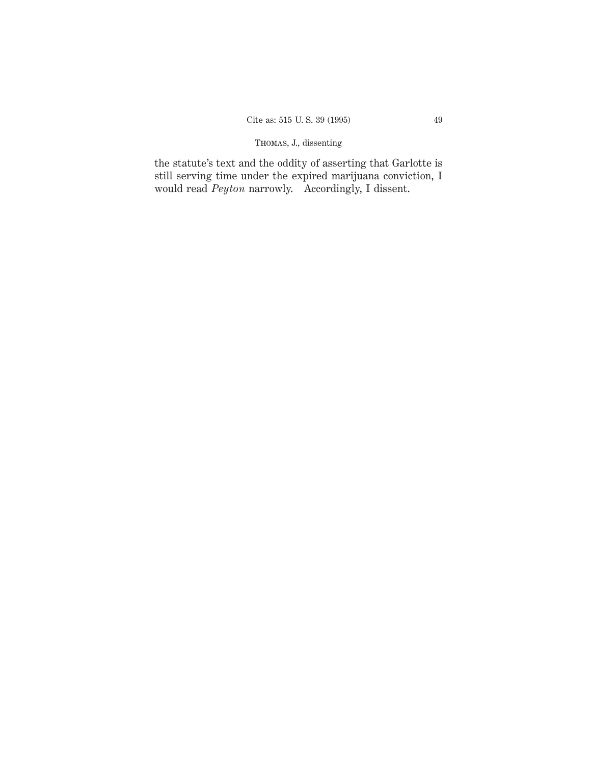the statute's text and the oddity of asserting that Garlotte is still serving time under the expired marijuana conviction, I would read *Peyton* narrowly. Accordingly, I dissent.